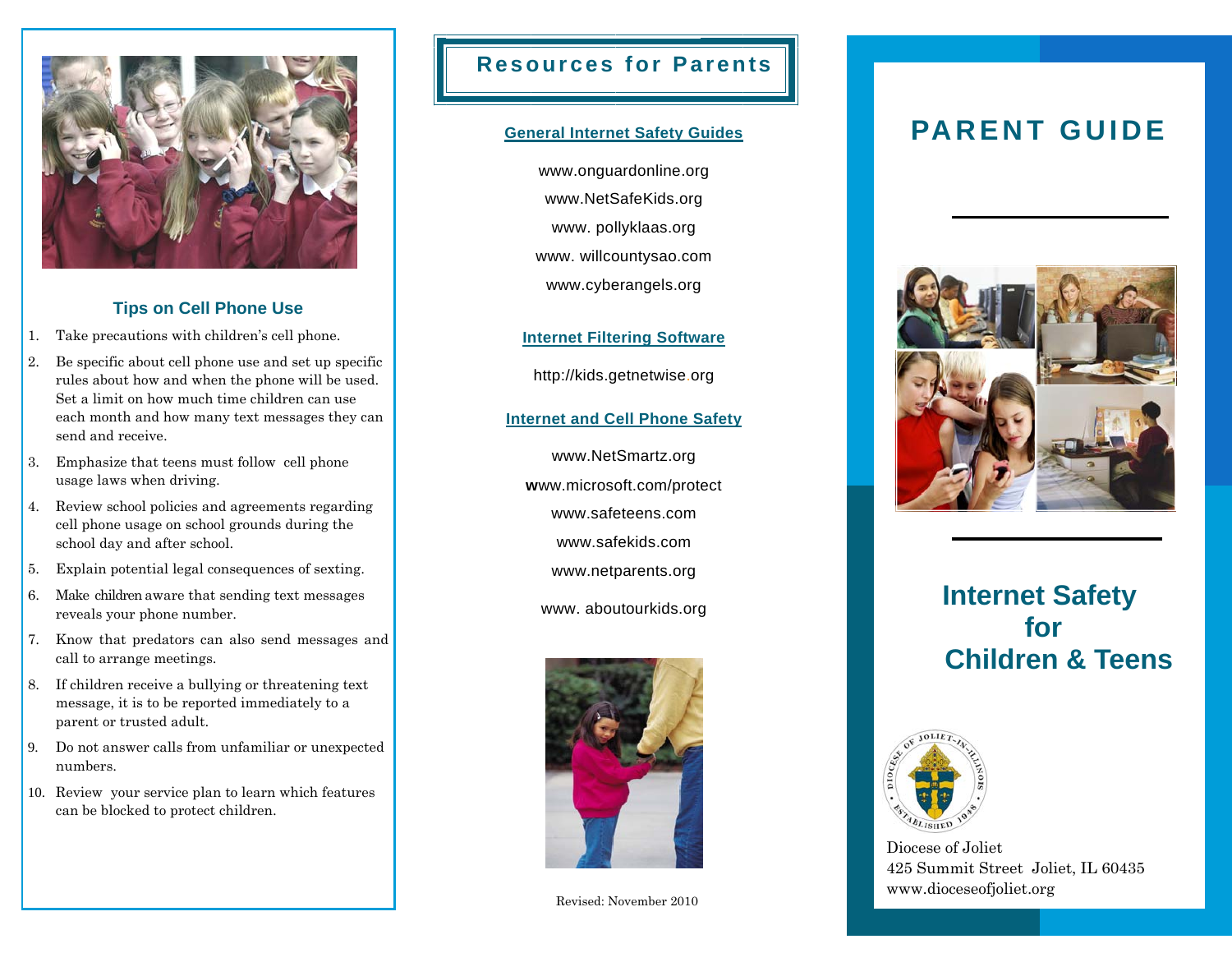## Tips on Cell Phone Use

1. Take precautions with children's cell phone.
2. Be specific about cell phone use and set up specific rules about how and when the phone will be used. Set a limit on how much time children can use each month and how many text messages they can send and receive.
3. Emphasize that teens must follow cell phone usage laws when driving.
4. Review school policies and agreements regarding cell phone usage on school grounds during the school day and after school.
5. Explain potential legal consequences of sexting.
6. Make children aware that sending text messages reveals your phone number.
7. Know that predators can also send messages and call to arrange meetings.
8. If children receive a bullying or threatening text message, it is to be reported immediately to a parent or trusted adult.
9. Do not answer calls from unfamiliar or unexpected numbers.
10. Review your service plan to learn which features can be blocked to protect children.

## Resources for Parents

### General Internet Safety Guides

www.onguardonline.org

www.NetSafeKids.org

www. pollyklaas.org

www. willcountysao.com

www.cyberangels.org

### Internet Filtering Software

http://kids.getnetwise.org

### Internet and Cell Phone Safety

www.NetSmartz.org

www.microsoft.com/protect

www.safeteens.com

www.safekids.com

www.netparents.org

www. aboutourkids.org

Revised: November 2010

# PARENT GUIDE

## Internet Safety for Children & Teens

Diocese of Joliet
425 Summit Street Joliet, IL 60435
www.dioceseofjoliet.org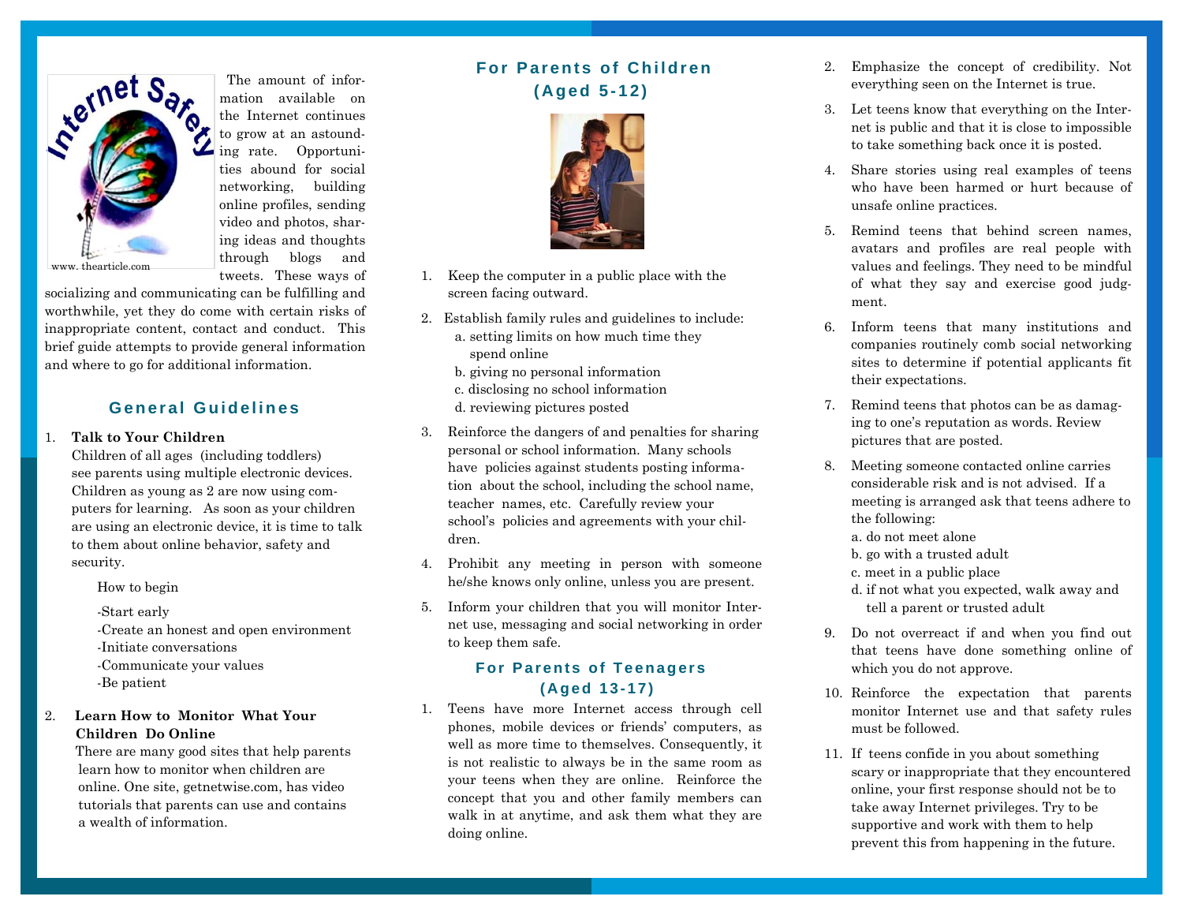The amount of information available on the Internet continues to grow at an astounding rate. Opportunities abound for social networking, building online profiles, sending video and photos, sharing ideas and thoughts through blogs and tweets. These ways of socializing and communicating can be fulfilling and worthwhile, yet they do come with certain risks of inappropriate content, contact and conduct. This brief guide attempts to provide general information and where to go for additional information.

## General Guidelines

1. **Talk to Your Children**
   Children of all ages (including toddlers) see parents using multiple electronic devices. Children as young as 2 are now using computers for learning. As soon as your children are using an electronic device, it is time to talk to them about online behavior, safety and security.

   How to begin

   -Start early
   -Create an honest and open environment
   -Initiate conversations
   -Communicate your values
   -Be patient

2. **Learn How to Monitor What Your Children Do Online**
   There are many good sites that help parents learn how to monitor when children are online. One site, getnetwise.com, has video tutorials that parents can use and contains a wealth of information.

## For Parents of Children (Aged 5-12)

1. Keep the computer in a public place with the screen facing outward.
2. Establish family rules and guidelines to include:
   a. setting limits on how much time they spend online
   b. giving no personal information
   c. disclosing no school information
   d. reviewing pictures posted
3. Reinforce the dangers of and penalties for sharing personal or school information. Many schools have policies against students posting information about the school, including the school name, teacher names, etc. Carefully review your school's policies and agreements with your children.
4. Prohibit any meeting in person with someone he/she knows only online, unless you are present.
5. Inform your children that you will monitor Internet use, messaging and social networking in order to keep them safe.

## For Parents of Teenagers (Aged 13-17)

1. Teens have more Internet access through cell phones, mobile devices or friends' computers, as well as more time to themselves. Consequently, it is not realistic to always be in the same room as your teens when they are online. Reinforce the concept that you and other family members can walk in at anytime, and ask them what they are doing online.
2. Emphasize the concept of credibility. Not everything seen on the Internet is true.
3. Let teens know that everything on the Internet is public and that it is close to impossible to take something back once it is posted.
4. Share stories using real examples of teens who have been harmed or hurt because of unsafe online practices.
5. Remind teens that behind screen names, avatars and profiles are real people with values and feelings. They need to be mindful of what they say and exercise good judgment.
6. Inform teens that many institutions and companies routinely comb social networking sites to determine if potential applicants fit their expectations.
7. Remind teens that photos can be as damaging to one's reputation as words. Review pictures that are posted.
8. Meeting someone contacted online carries considerable risk and is not advised. If a meeting is arranged ask that teens adhere to the following:
   a. do not meet alone
   b. go with a trusted adult
   c. meet in a public place
   d. if not what you expected, walk away and tell a parent or trusted adult
9. Do not overreact if and when you find out that teens have done something online of which you do not approve.
10. Reinforce the expectation that parents monitor Internet use and that safety rules must be followed.
11. If teens confide in you about something scary or inappropriate that they encountered online, your first response should not be to take away Internet privileges. Try to be supportive and work with them to help prevent this from happening in the future.